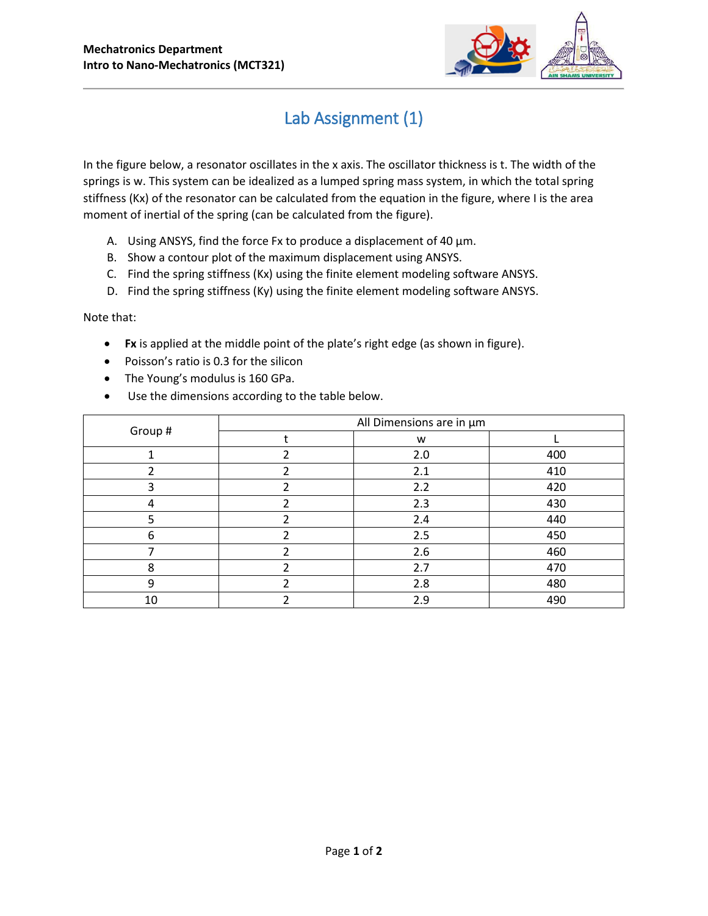**Mechatronics Department**
**Intro to Nano-Mechatronics (MCT321)**

# Lab Assignment (1)

In the figure below, a resonator oscillates in the x axis. The oscillator thickness is t. The width of the springs is w. This system can be idealized as a lumped spring mass system, in which the total spring stiffness ($K_x$) of the resonator can be calculated from the equation in the figure, where I is the area moment of inertial of the spring (can be calculated from the figure).

A. Using ANSYS, find the force $F_x$ to produce a displacement of 40 µm.
B. Show a contour plot of the maximum displacement using ANSYS.
C. Find the spring stiffness ($K_x$) using the finite element modeling software ANSYS.
D. Find the spring stiffness ($K_y$) using the finite element modeling software ANSYS.

Note that:

- **$F_x$** is applied at the middle point of the plate's right edge (as shown in figure).
- Poisson's ratio is 0.3 for the silicon
- The Young's modulus is 160 GPa.
- Use the dimensions according to the table below.

| Group # | All Dimensions are in µm | | |
|---|---|---|---|
| | t | w | L |
| 1 | 2 | 2.0 | 400 |
| 2 | 2 | 2.1 | 410 |
| 3 | 2 | 2.2 | 420 |
| 4 | 2 | 2.3 | 430 |
| 5 | 2 | 2.4 | 440 |
| 6 | 2 | 2.5 | 450 |
| 7 | 2 | 2.6 | 460 |
| 8 | 2 | 2.7 | 470 |
| 9 | 2 | 2.8 | 480 |
| 10 | 2 | 2.9 | 490 |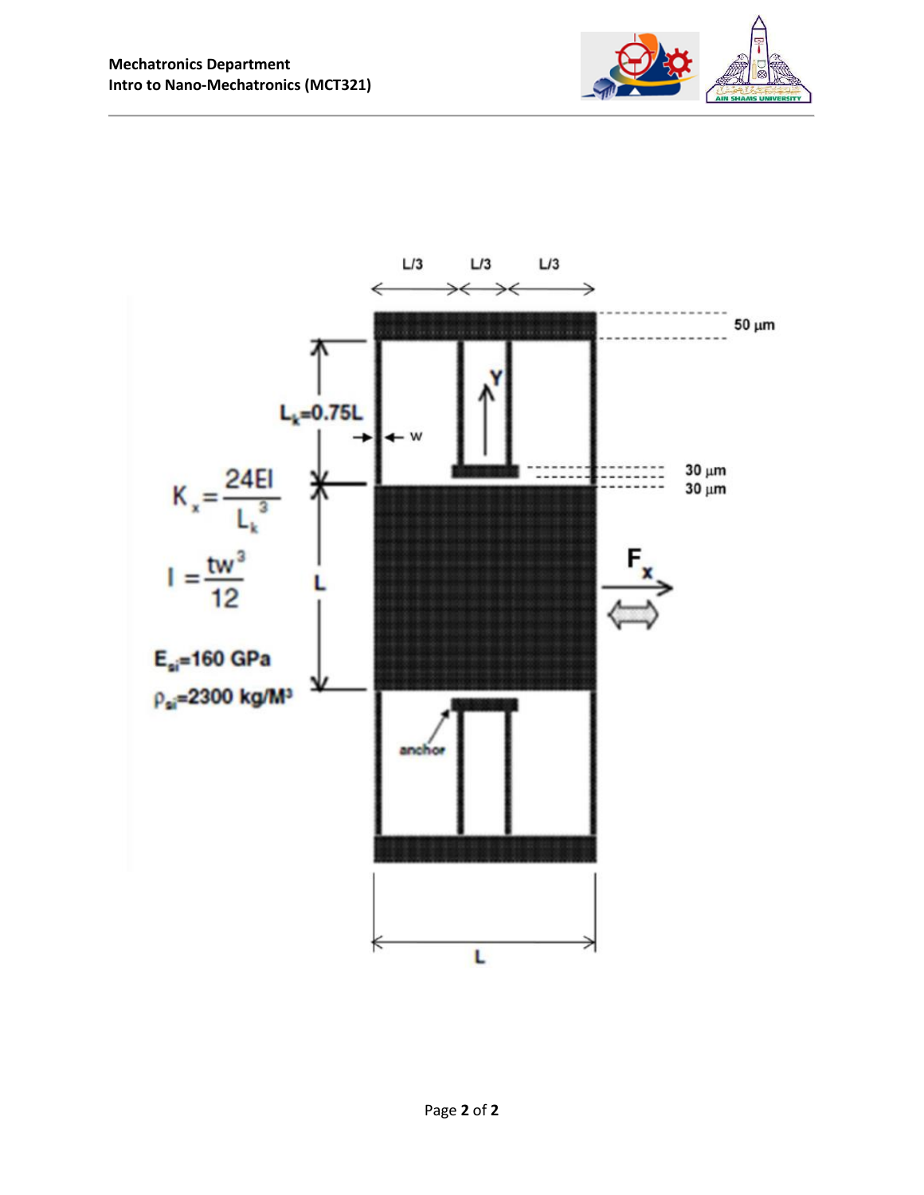L/3 L/3 L/3

50 μm

$L_k = 0.75L$

w

Y

30 μm

30 μm

$$K_x = \frac{24EI}{L_k^3}$$

$$I = \frac{tw^3}{12}$$

L

$F_x$

$E_{si} = 160$ GPa

$\rho_{si} = 2300$ kg/M³

anchor

L